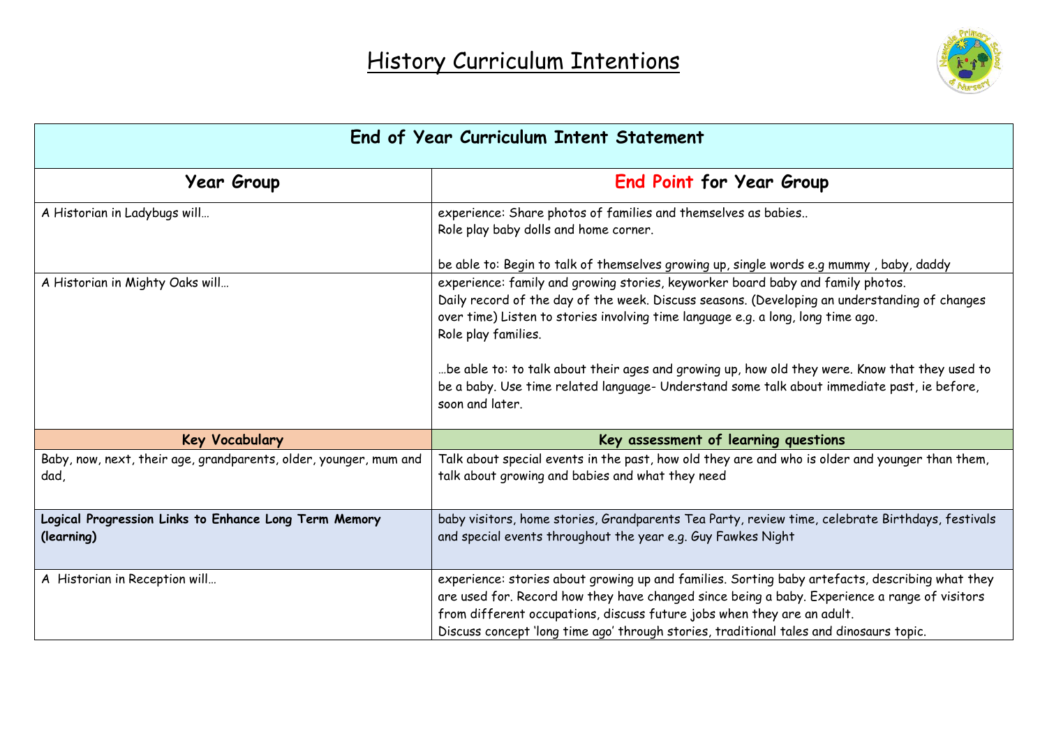# History Curriculum Intentions

| End of Year Curriculum Intent Statement | |
|---|---|
| **Year Group** | **End Point for Year Group** |
| A Historian in Ladybugs will… | experience: Share photos of families and themselves as babies..<br>Role play baby dolls and home corner.<br><br>be able to: Begin to talk of themselves growing up, single words e.g mummy , baby, daddy |
| A Historian in Mighty Oaks will… | experience: family and growing stories, keyworker board baby and family photos.<br>Daily record of the day of the week. Discuss seasons. (Developing an understanding of changes over time) Listen to stories involving time language e.g. a long, long time ago.<br>Role play families.<br><br>…be able to: to talk about their ages and growing up, how old they were. Know that they used to be a baby. Use time related language- Understand some talk about immediate past, ie before, soon and later. |
| **Key Vocabulary** | **Key assessment of learning questions** |
| Baby, now, next, their age, grandparents, older, younger, mum and dad, | Talk about special events in the past, how old they are and who is older and younger than them, talk about growing and babies and what they need |
| **Logical Progression Links to Enhance Long Term Memory (learning)** | baby visitors, home stories, Grandparents Tea Party, review time, celebrate Birthdays, festivals and special events throughout the year e.g. Guy Fawkes Night |
| A Historian in Reception will… | experience: stories about growing up and families. Sorting baby artefacts, describing what they are used for. Record how they have changed since being a baby. Experience a range of visitors from different occupations, discuss future jobs when they are an adult.<br>Discuss concept 'long time ago' through stories, traditional tales and dinosaurs topic. |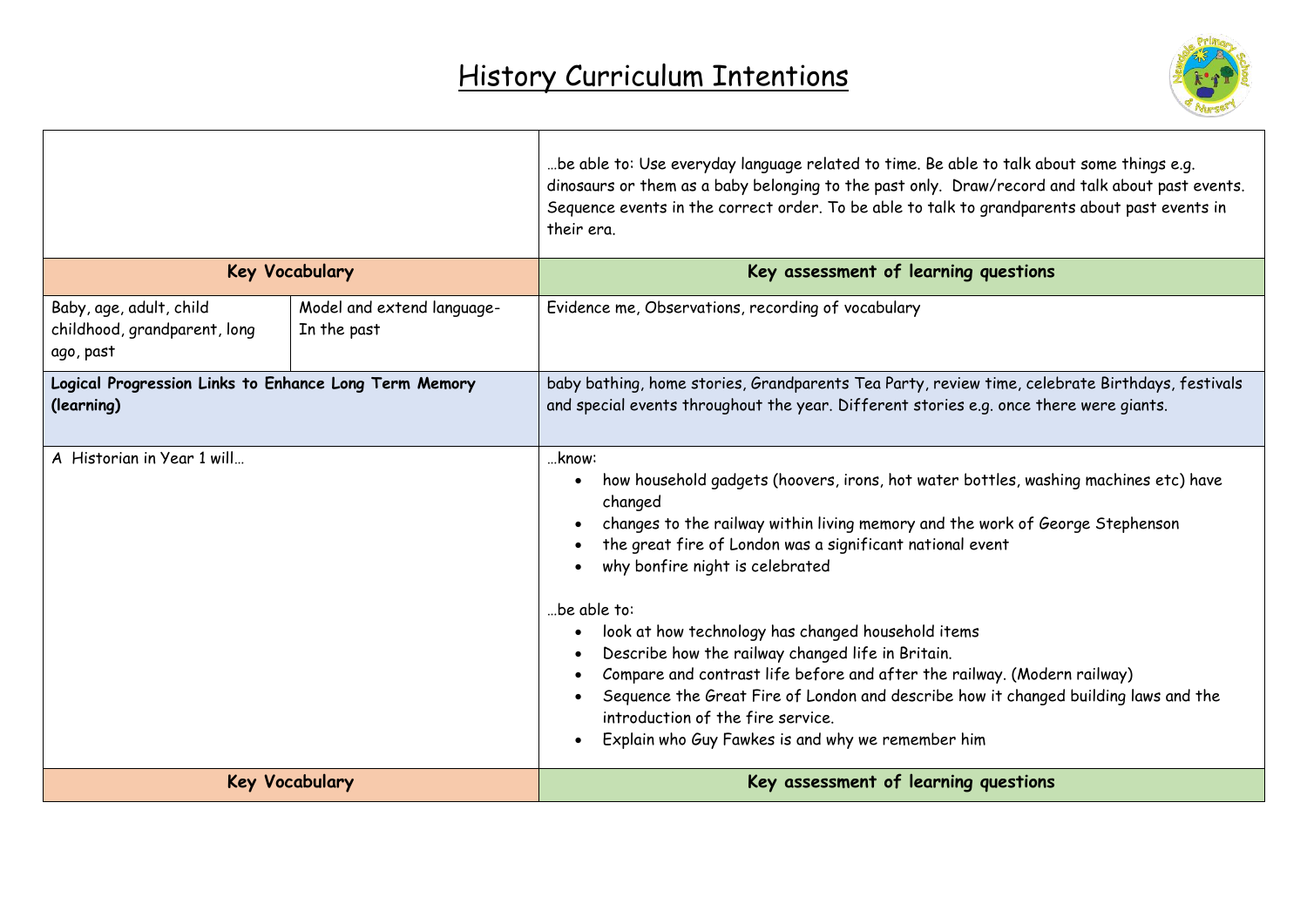# History Curriculum Intentions

| | | |
|---|---|---|
| | | …be able to: Use everyday language related to time. Be able to talk about some things e.g. dinosaurs or them as a baby belonging to the past only. Draw/record and talk about past events. Sequence events in the correct order. To be able to talk to grandparents about past events in their era. |
| **Key Vocabulary** | | **Key assessment of learning questions** |
| Baby, age, adult, child childhood, grandparent, long ago, past | Model and extend language- In the past | Evidence me, Observations, recording of vocabulary |
| **Logical Progression Links to Enhance Long Term Memory (learning)** | | baby bathing, home stories, Grandparents Tea Party, review time, celebrate Birthdays, festivals and special events throughout the year. Different stories e.g. once there were giants. |
| A Historian in Year 1 will… | | …know:<br>• how household gadgets (hoovers, irons, hot water bottles, washing machines etc) have changed<br>• changes to the railway within living memory and the work of George Stephenson<br>• the great fire of London was a significant national event<br>• why bonfire night is celebrated<br><br>…be able to:<br>• look at how technology has changed household items<br>• Describe how the railway changed life in Britain.<br>• Compare and contrast life before and after the railway. (Modern railway)<br>• Sequence the Great Fire of London and describe how it changed building laws and the introduction of the fire service.<br>• Explain who Guy Fawkes is and why we remember him |
| **Key Vocabulary** | | **Key assessment of learning questions** |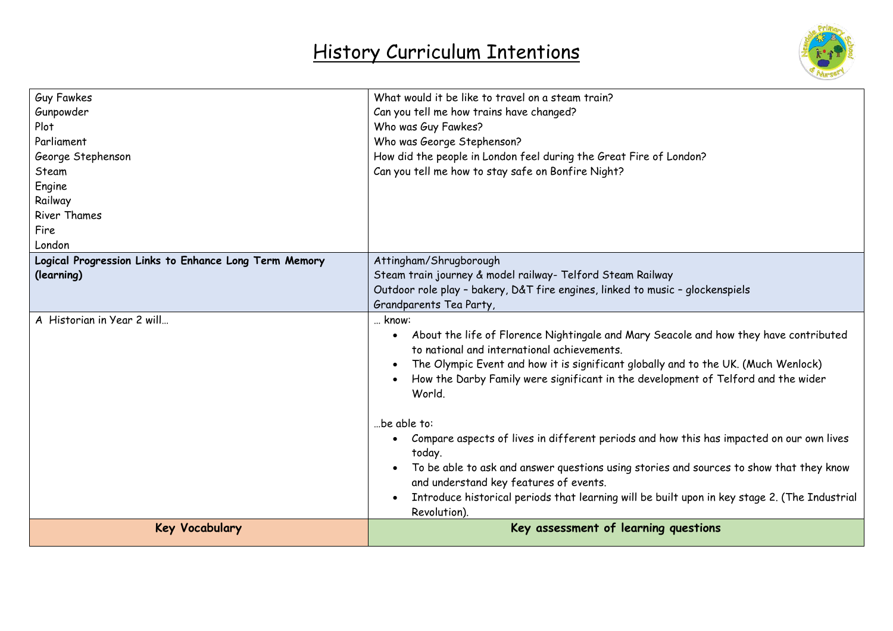# History Curriculum Intentions

| | |
|---|---|
| Guy Fawkes<br>Gunpowder<br>Plot<br>Parliament<br>George Stephenson<br>Steam<br>Engine<br>Railway<br>River Thames<br>Fire<br>London | What would it be like to travel on a steam train?<br>Can you tell me how trains have changed?<br>Who was Guy Fawkes?<br>Who was George Stephenson?<br>How did the people in London feel during the Great Fire of London?<br>Can you tell me how to stay safe on Bonfire Night? |
| **Logical Progression Links to Enhance Long Term Memory (learning)** | Attingham/Shrugborough<br>Steam train journey & model railway- Telford Steam Railway<br>Outdoor role play – bakery, D&T fire engines, linked to music – glockenspiels<br>Grandparents Tea Party, |
| A Historian in Year 2 will… | … know:<br>• About the life of Florence Nightingale and Mary Seacole and how they have contributed to national and international achievements.<br>• The Olympic Event and how it is significant globally and to the UK. (Much Wenlock)<br>• How the Darby Family were significant in the development of Telford and the wider World.<br><br>…be able to:<br>• Compare aspects of lives in different periods and how this has impacted on our own lives today.<br>• To be able to ask and answer questions using stories and sources to show that they know and understand key features of events.<br>• Introduce historical periods that learning will be built upon in key stage 2. (The Industrial Revolution). |
| **Key Vocabulary** | **Key assessment of learning questions** |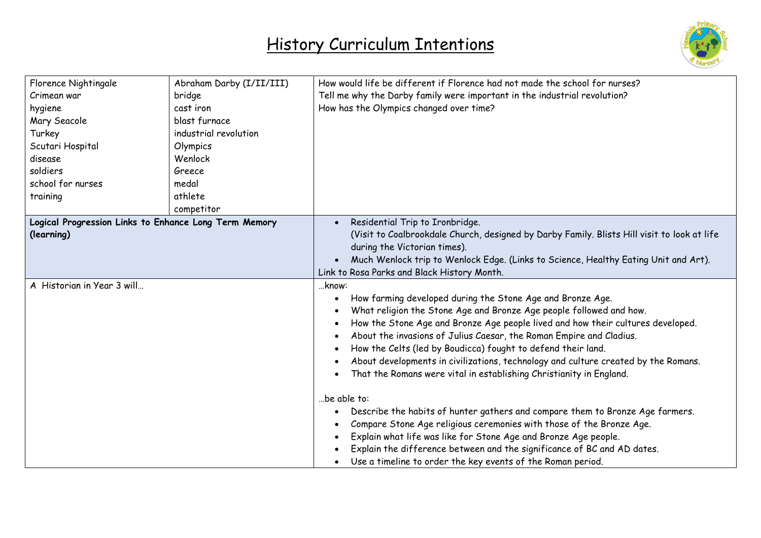# History Curriculum Intentions

| | | |
|---|---|---|
| Florence Nightingale<br>Crimean war<br>hygiene<br>Mary Seacole<br>Turkey<br>Scutari Hospital<br>disease<br>soldiers<br>school for nurses<br>training | Abraham Darby (I/II/III)<br>bridge<br>cast iron<br>blast furnace<br>industrial revolution<br>Olympics<br>Wenlock<br>Greece<br>medal<br>athlete<br>competitor | How would life be different if Florence had not made the school for nurses?<br>Tell me why the Darby family were important in the industrial revolution?<br>How has the Olympics changed over time? |
| **Logical Progression Links to Enhance Long Term Memory (learning)** | | • Residential Trip to Ironbridge.<br>(Visit to Coalbrookdale Church, designed by Darby Family. Blists Hill visit to look at life during the Victorian times).<br>• Much Wenlock trip to Wenlock Edge. (Links to Science, Healthy Eating Unit and Art).<br>Link to Rosa Parks and Black History Month. |
| A Historian in Year 3 will… | | …know:<br>• How farming developed during the Stone Age and Bronze Age.<br>• What religion the Stone Age and Bronze Age people followed and how.<br>• How the Stone Age and Bronze Age people lived and how their cultures developed.<br>• About the invasions of Julius Caesar, the Roman Empire and Cladius.<br>• How the Celts (led by Boudicca) fought to defend their land.<br>• About developments in civilizations, technology and culture created by the Romans.<br>• That the Romans were vital in establishing Christianity in England.<br><br>…be able to:<br>• Describe the habits of hunter gathers and compare them to Bronze Age farmers.<br>• Compare Stone Age religious ceremonies with those of the Bronze Age.<br>• Explain what life was like for Stone Age and Bronze Age people.<br>• Explain the difference between and the significance of BC and AD dates.<br>• Use a timeline to order the key events of the Roman period. |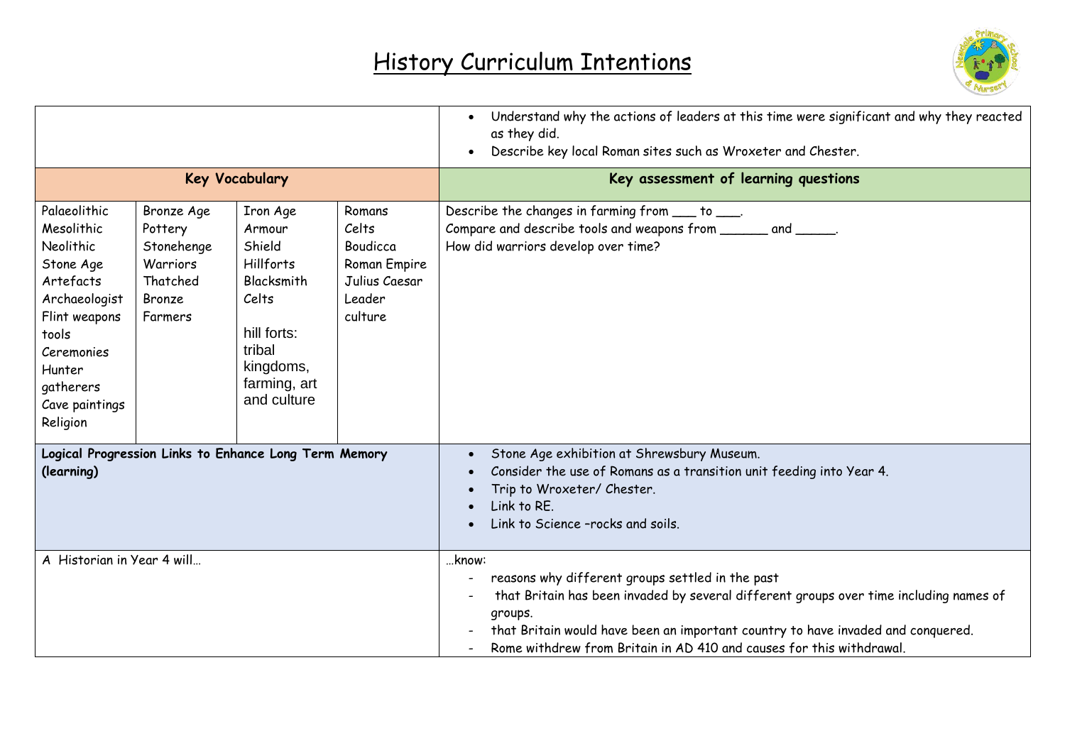# History Curriculum Intentions

| | | | | |
|---|---|---|---|---|
| | | | | • Understand why the actions of leaders at this time were significant and why they reacted as they did.<br>• Describe key local Roman sites such as Wroxeter and Chester. |
| **Key Vocabulary** | | | | **Key assessment of learning questions** |
| Palaeolithic<br>Mesolithic<br>Neolithic<br>Stone Age<br>Artefacts<br>Archaeologist<br>Flint weapons<br>tools<br>Ceremonies<br>Hunter gatherers<br>Cave paintings<br>Religion | Bronze Age<br>Pottery<br>Stonehenge<br>Warriors<br>Thatched<br>Bronze<br>Farmers | Iron Age<br>Armour<br>Shield<br>Hillforts<br>Blacksmith<br>Celts<br><br>hill forts: tribal kingdoms, farming, art and culture | Romans<br>Celts<br>Boudicca<br>Roman Empire<br>Julius Caesar<br>Leader<br>culture | Describe the changes in farming from ___ to ___.<br>Compare and describe tools and weapons from ______ and _____.<br>How did warriors develop over time? |
| **Logical Progression Links to Enhance Long Term Memory (learning)** | | | | • Stone Age exhibition at Shrewsbury Museum.<br>• Consider the use of Romans as a transition unit feeding into Year 4.<br>• Trip to Wroxeter/ Chester.<br>• Link to RE.<br>• Link to Science –rocks and soils. |
| A Historian in Year 4 will… | | | | …know:<br>- reasons why different groups settled in the past<br>- that Britain has been invaded by several different groups over time including names of groups.<br>- that Britain would have been an important country to have invaded and conquered.<br>- Rome withdrew from Britain in AD 410 and causes for this withdrawal. |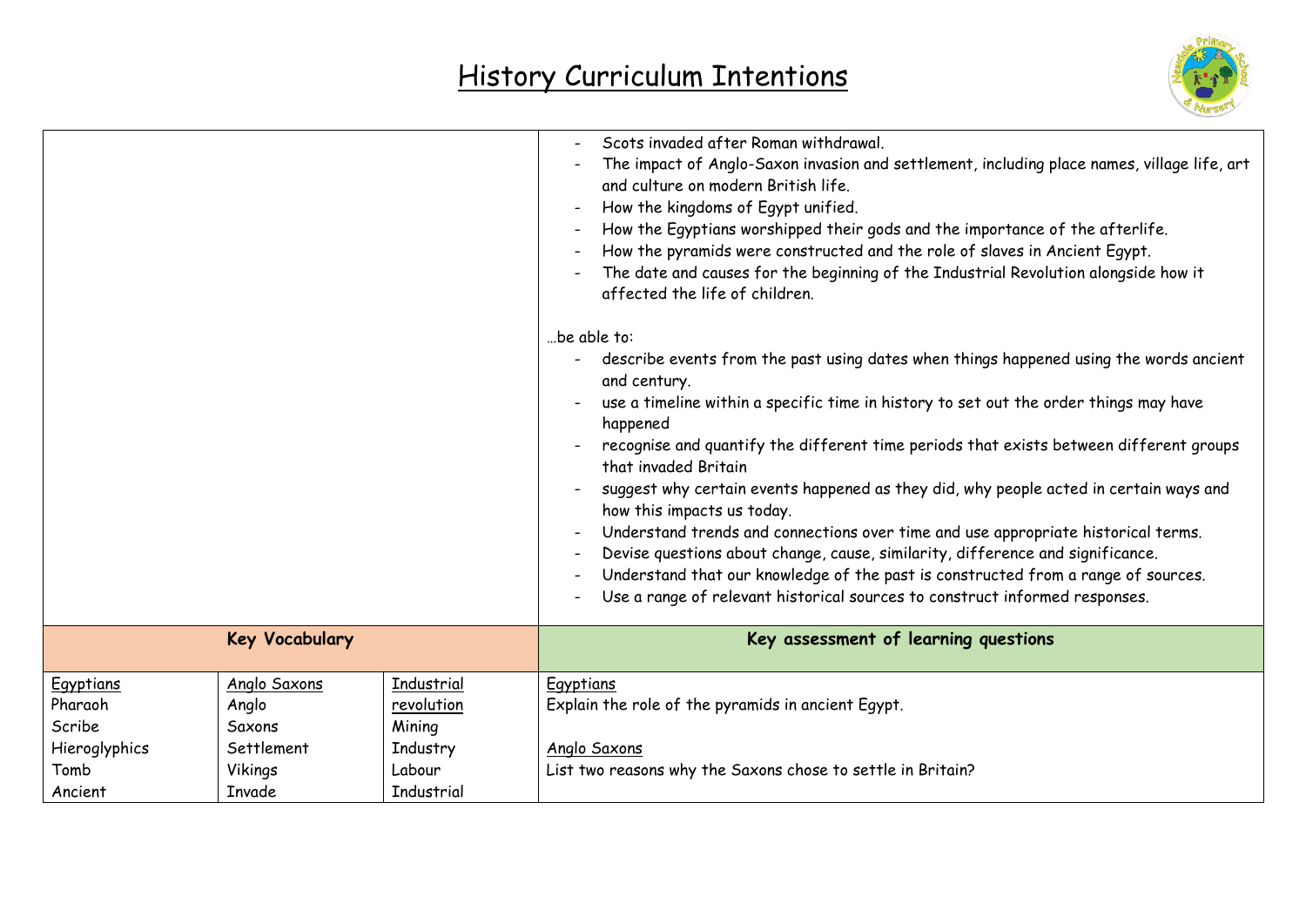# History Curriculum Intentions

- Scots invaded after Roman withdrawal.
- The impact of Anglo-Saxon invasion and settlement, including place names, village life, art and culture on modern British life.
- How the kingdoms of Egypt unified.
- How the Egyptians worshipped their gods and the importance of the afterlife.
- How the pyramids were constructed and the role of slaves in Ancient Egypt.
- The date and causes for the beginning of the Industrial Revolution alongside how it affected the life of children.

…be able to:

- describe events from the past using dates when things happened using the words ancient and century.
- use a timeline within a specific time in history to set out the order things may have happened
- recognise and quantify the different time periods that exists between different groups that invaded Britain
- suggest why certain events happened as they did, why people acted in certain ways and how this impacts us today.
- Understand trends and connections over time and use appropriate historical terms.
- Devise questions about change, cause, similarity, difference and significance.
- Understand that our knowledge of the past is constructed from a range of sources.
- Use a range of relevant historical sources to construct informed responses.

| Key Vocabulary | | | Key assessment of learning questions |
|---|---|---|---|
| <u>Egyptians</u><br>Pharaoh<br>Scribe<br>Hieroglyphics<br>Tomb<br>Ancient | <u>Anglo Saxons</u><br>Anglo<br>Saxons<br>Settlement<br>Vikings<br>Invade | <u>Industrial revolution</u><br>Mining<br>Industry<br>Labour<br>Industrial | <u>Egyptians</u><br>Explain the role of the pyramids in ancient Egypt.<br><br><u>Anglo Saxons</u><br>List two reasons why the Saxons chose to settle in Britain? |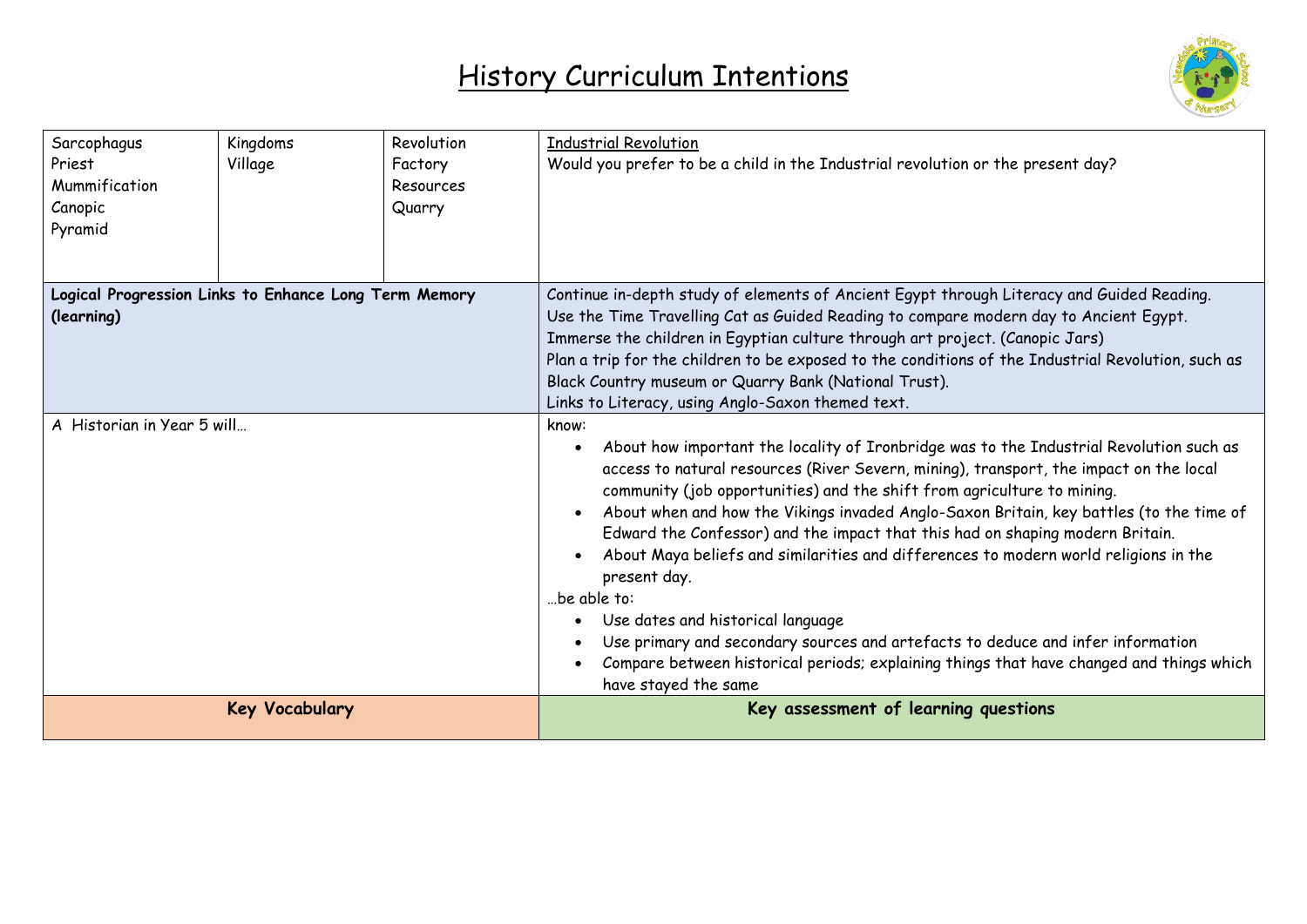# History Curriculum Intentions

| | | | |
|---|---|---|---|
| Sarcophagus<br>Priest<br>Mummification<br>Canopic<br>Pyramid | Kingdoms<br>Village | Revolution<br>Factory<br>Resources<br>Quarry | Industrial Revolution<br>Would you prefer to be a child in the Industrial revolution or the present day? |
| **Logical Progression Links to Enhance Long Term Memory (learning)** | | | Continue in-depth study of elements of Ancient Egypt through Literacy and Guided Reading.<br>Use the Time Travelling Cat as Guided Reading to compare modern day to Ancient Egypt.<br>Immerse the children in Egyptian culture through art project. (Canopic Jars)<br>Plan a trip for the children to be exposed to the conditions of the Industrial Revolution, such as Black Country museum or Quarry Bank (National Trust).<br>Links to Literacy, using Anglo-Saxon themed text. |
| A Historian in Year 5 will… | | | know:<br>• About how important the locality of Ironbridge was to the Industrial Revolution such as access to natural resources (River Severn, mining), transport, the impact on the local community (job opportunities) and the shift from agriculture to mining.<br>• About when and how the Vikings invaded Anglo-Saxon Britain, key battles (to the time of Edward the Confessor) and the impact that this had on shaping modern Britain.<br>• About Maya beliefs and similarities and differences to modern world religions in the present day.<br>…be able to:<br>• Use dates and historical language<br>• Use primary and secondary sources and artefacts to deduce and infer information<br>• Compare between historical periods; explaining things that have changed and things which have stayed the same |
| **Key Vocabulary** | | | **Key assessment of learning questions** |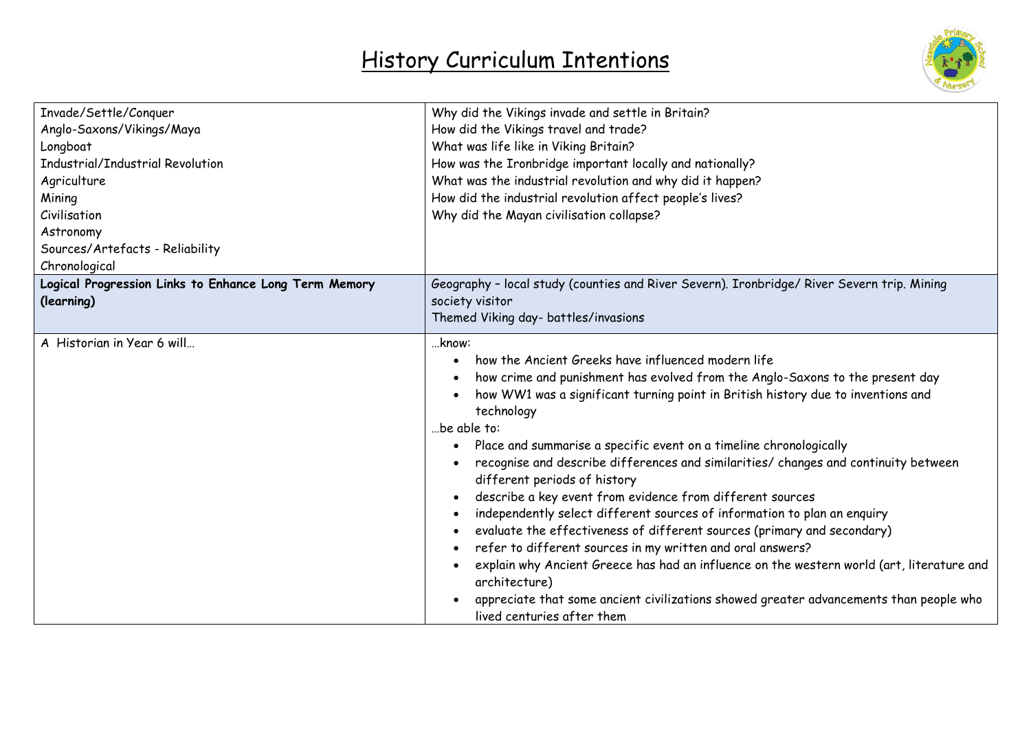# History Curriculum Intentions

| Invade/Settle/Conquer<br>Anglo-Saxons/Vikings/Maya<br>Longboat<br>Industrial/Industrial Revolution<br>Agriculture<br>Mining<br>Civilisation<br>Astronomy<br>Sources/Artefacts - Reliability<br>Chronological | Why did the Vikings invade and settle in Britain?<br>How did the Vikings travel and trade?<br>What was life like in Viking Britain?<br>How was the Ironbridge important locally and nationally?<br>What was the industrial revolution and why did it happen?<br>How did the industrial revolution affect people's lives?<br>Why did the Mayan civilisation collapse? |
|---|---|
| **Logical Progression Links to Enhance Long Term Memory (learning)** | Geography – local study (counties and River Severn). Ironbridge/ River Severn trip. Mining society visitor<br>Themed Viking day- battles/invasions |
| A Historian in Year 6 will… | …know:<br>• how the Ancient Greeks have influenced modern life<br>• how crime and punishment has evolved from the Anglo-Saxons to the present day<br>• how WW1 was a significant turning point in British history due to inventions and technology<br>…be able to:<br>• Place and summarise a specific event on a timeline chronologically<br>• recognise and describe differences and similarities/ changes and continuity between different periods of history<br>• describe a key event from evidence from different sources<br>• independently select different sources of information to plan an enquiry<br>• evaluate the effectiveness of different sources (primary and secondary)<br>• refer to different sources in my written and oral answers?<br>• explain why Ancient Greece has had an influence on the western world (art, literature and architecture)<br>• appreciate that some ancient civilizations showed greater advancements than people who lived centuries after them |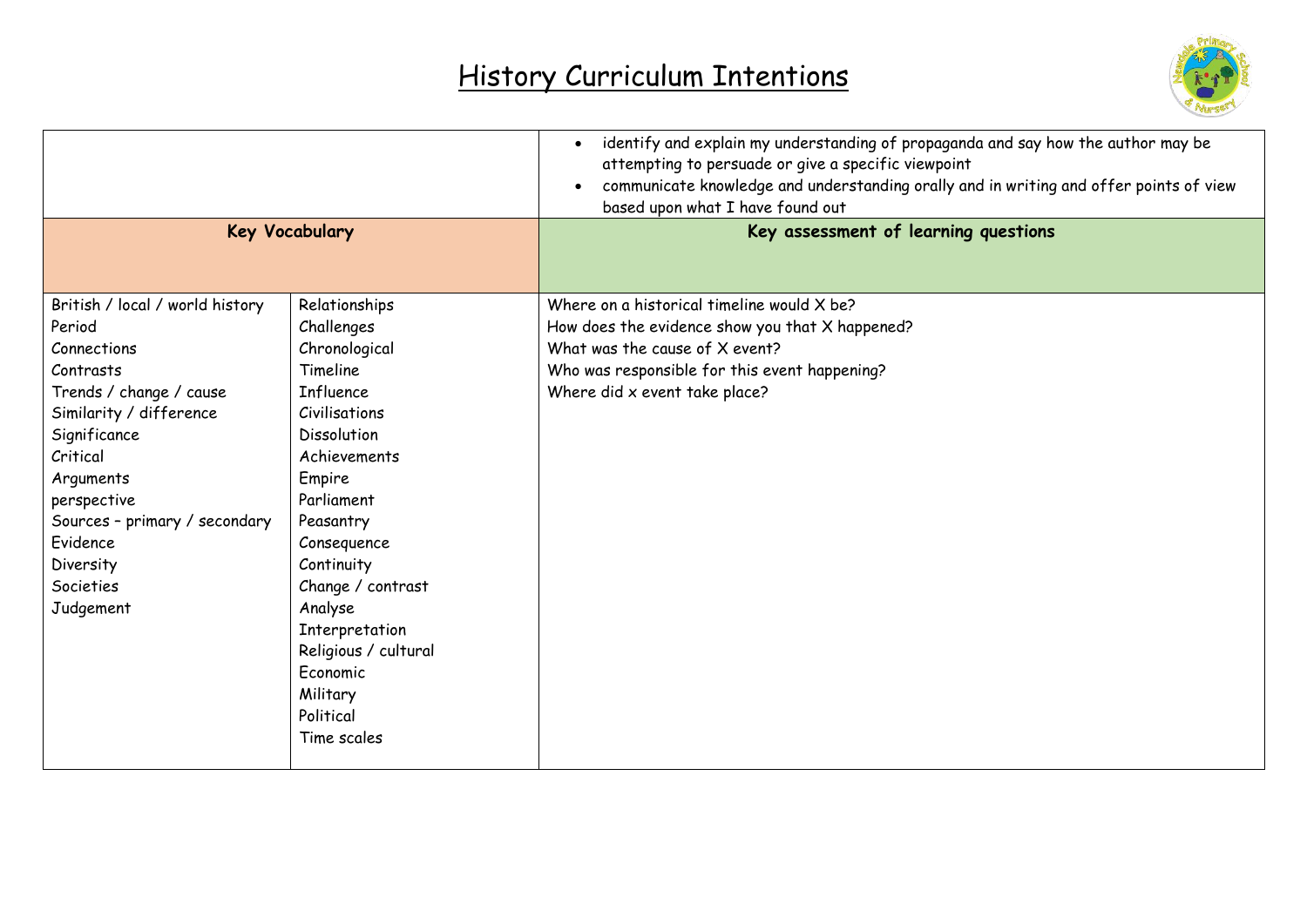# History Curriculum Intentions

| | | |
|---|---|---|
| | | • identify and explain my understanding of propaganda and say how the author may be attempting to persuade or give a specific viewpoint<br>• communicate knowledge and understanding orally and in writing and offer points of view based upon what I have found out |
| **Key Vocabulary** | | **Key assessment of learning questions** |
| British / local / world history<br>Period<br>Connections<br>Contrasts<br>Trends / change / cause<br>Similarity / difference<br>Significance<br>Critical<br>Arguments<br>perspective<br>Sources – primary / secondary<br>Evidence<br>Diversity<br>Societies<br>Judgement | Relationships<br>Challenges<br>Chronological<br>Timeline<br>Influence<br>Civilisations<br>Dissolution<br>Achievements<br>Empire<br>Parliament<br>Peasantry<br>Consequence<br>Continuity<br>Change / contrast<br>Analyse<br>Interpretation<br>Religious / cultural<br>Economic<br>Military<br>Political<br>Time scales | Where on a historical timeline would X be?<br>How does the evidence show you that X happened?<br>What was the cause of X event?<br>Who was responsible for this event happening?<br>Where did x event take place? |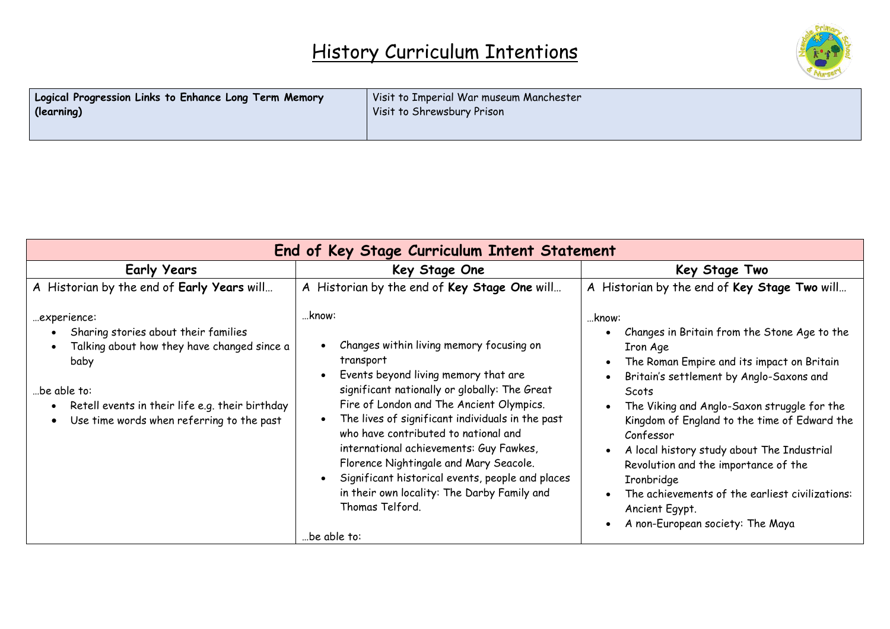# History Curriculum Intentions

| | |
|---|---|
| **Logical Progression Links to Enhance Long Term Memory (learning)** | Visit to Imperial War museum Manchester<br>Visit to Shrewsbury Prison |

| End of Key Stage Curriculum Intent Statement | | |
|---|---|---|
| **Early Years** | **Key Stage One** | **Key Stage Two** |
| A Historian by the end of **Early Years** will…<br><br>…experience:<br>• Sharing stories about their families<br>• Talking about how they have changed since a baby<br><br>…be able to:<br>• Retell events in their life e.g. their birthday<br>• Use time words when referring to the past | A Historian by the end of **Key Stage One** will…<br><br>…know:<br>• Changes within living memory focusing on transport<br>• Events beyond living memory that are significant nationally or globally: The Great Fire of London and The Ancient Olympics.<br>• The lives of significant individuals in the past who have contributed to national and international achievements: Guy Fawkes, Florence Nightingale and Mary Seacole.<br>• Significant historical events, people and places in their own locality: The Darby Family and Thomas Telford.<br><br>…be able to: | A Historian by the end of **Key Stage Two** will…<br><br>…know:<br>• Changes in Britain from the Stone Age to the Iron Age<br>• The Roman Empire and its impact on Britain<br>• Britain's settlement by Anglo-Saxons and Scots<br>• The Viking and Anglo-Saxon struggle for the Kingdom of England to the time of Edward the Confessor<br>• A local history study about The Industrial Revolution and the importance of the Ironbridge<br>• The achievements of the earliest civilizations: Ancient Egypt.<br>• A non-European society: The Maya |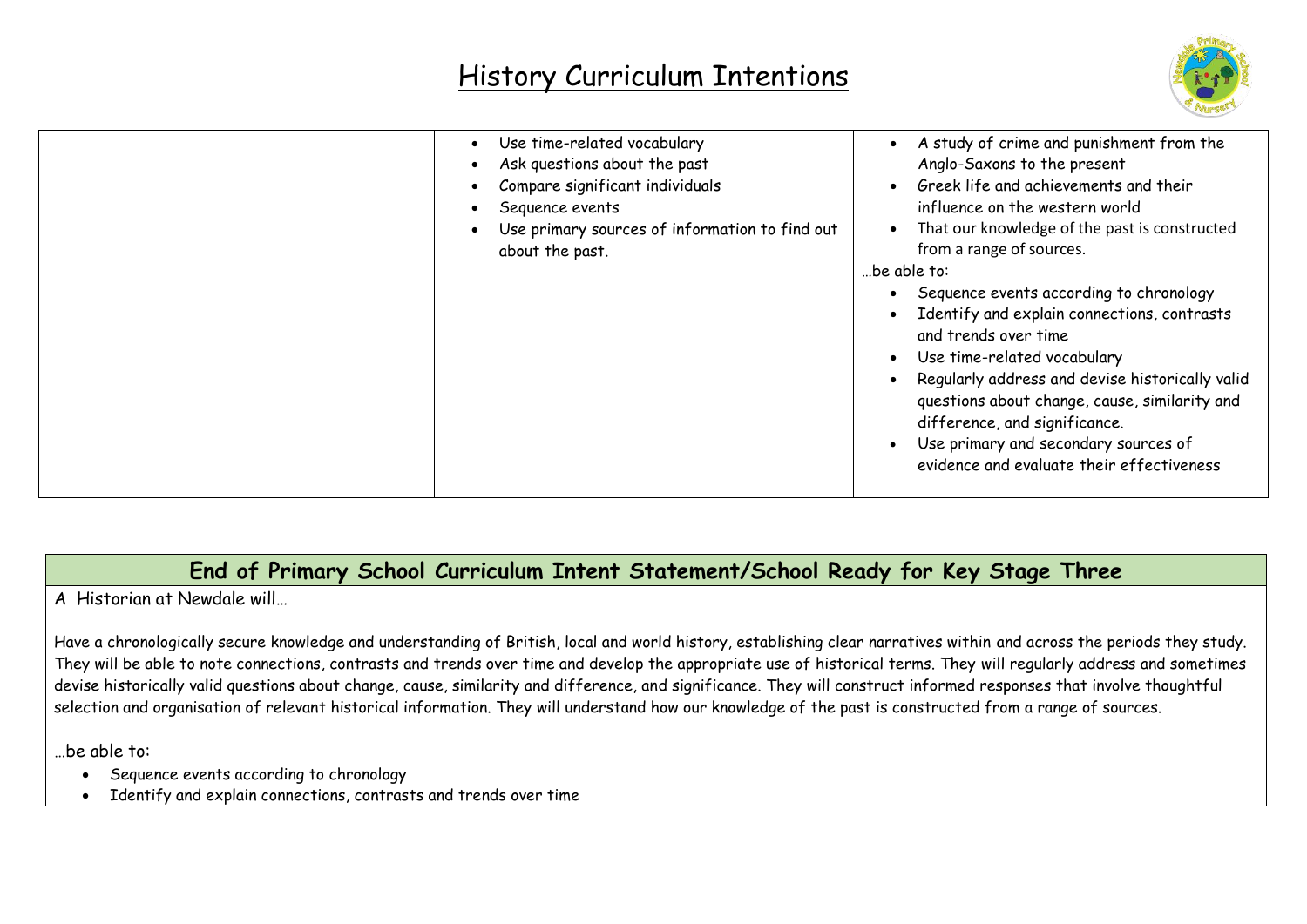# History Curriculum Intentions

| | | |
|---|---|---|
| | • Use time-related vocabulary<br>• Ask questions about the past<br>• Compare significant individuals<br>• Sequence events<br>• Use primary sources of information to find out about the past. | • A study of crime and punishment from the Anglo-Saxons to the present<br>• Greek life and achievements and their influence on the western world<br>• That our knowledge of the past is constructed from a range of sources.<br>…be able to:<br>• Sequence events according to chronology<br>• Identify and explain connections, contrasts and trends over time<br>• Use time-related vocabulary<br>• Regularly address and devise historically valid questions about change, cause, similarity and difference, and significance.<br>• Use primary and secondary sources of evidence and evaluate their effectiveness |

## End of Primary School Curriculum Intent Statement/School Ready for Key Stage Three

A Historian at Newdale will…

Have a chronologically secure knowledge and understanding of British, local and world history, establishing clear narratives within and across the periods they study. They will be able to note connections, contrasts and trends over time and develop the appropriate use of historical terms. They will regularly address and sometimes devise historically valid questions about change, cause, similarity and difference, and significance. They will construct informed responses that involve thoughtful selection and organisation of relevant historical information. They will understand how our knowledge of the past is constructed from a range of sources.

…be able to:

- Sequence events according to chronology
- Identify and explain connections, contrasts and trends over time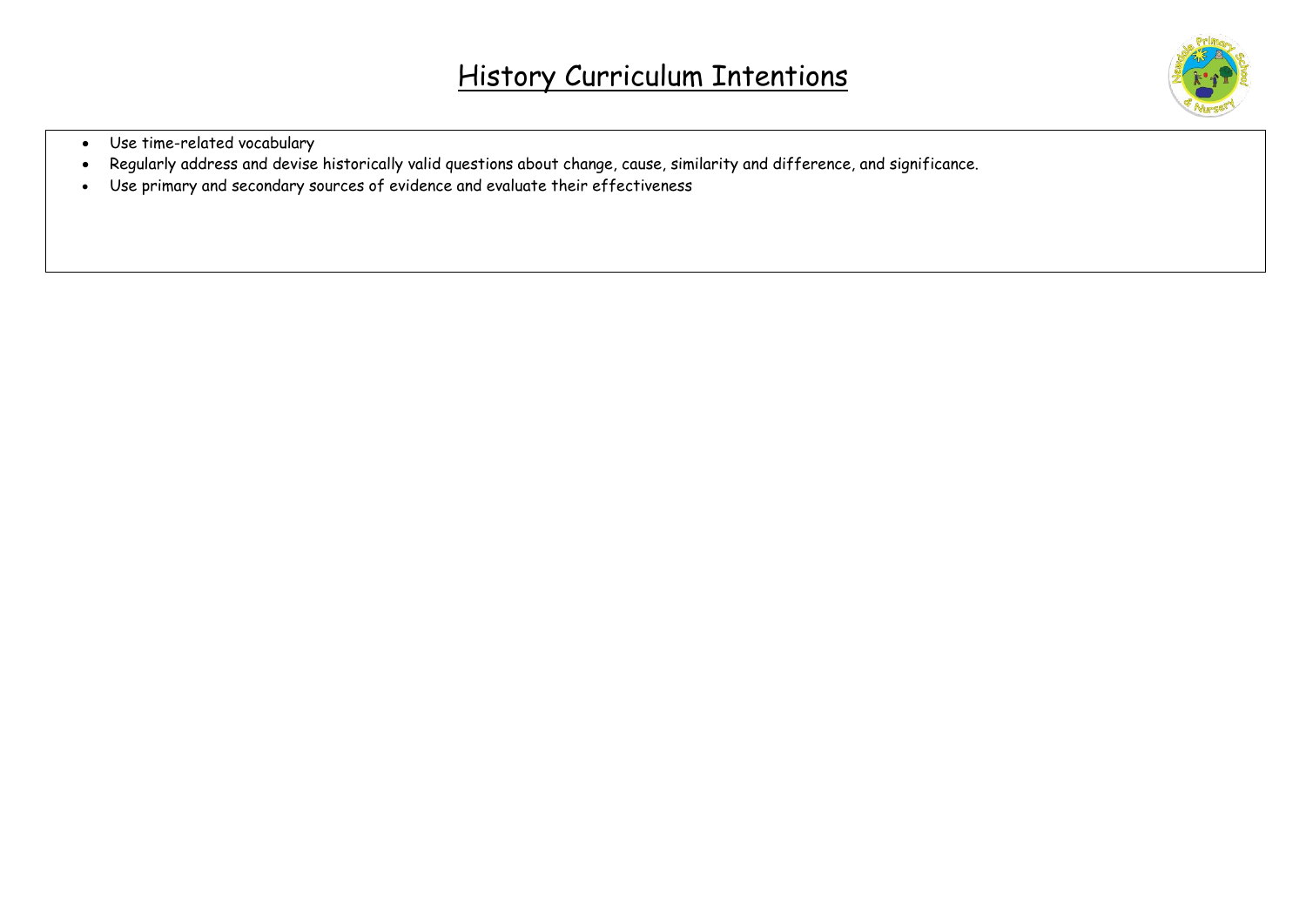# History Curriculum Intentions

- Use time-related vocabulary
- Regularly address and devise historically valid questions about change, cause, similarity and difference, and significance.
- Use primary and secondary sources of evidence and evaluate their effectiveness